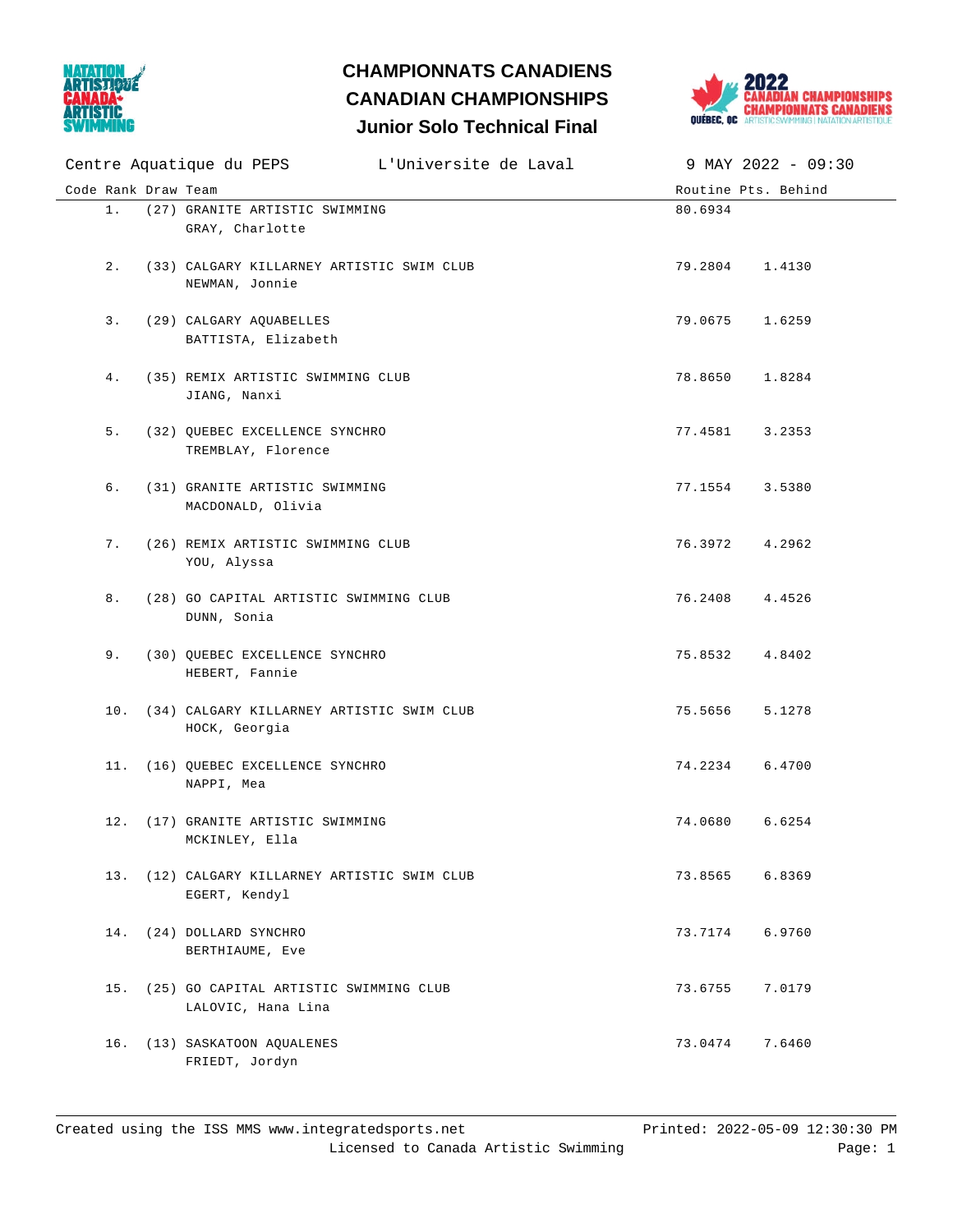# CHAMPIONNATS CANADIENS
# CANADIAN CHAMPIONSHIPS
## Junior Solo Technical Final

Centre Aquatique du PEPS — L'Universite de Laval — 9 MAY 2022 - 09:30

| Code | Rank | Draw | Team | Routine Pts. | Behind |
|---|---|---|---|---|---|
| | 1. | (27) | GRANITE ARTISTIC SWIMMING<br>GRAY, Charlotte | 80.6934 | |
| | 2. | (33) | CALGARY KILLARNEY ARTISTIC SWIM CLUB<br>NEWMAN, Jonnie | 79.2804 | 1.4130 |
| | 3. | (29) | CALGARY AQUABELLES<br>BATTISTA, Elizabeth | 79.0675 | 1.6259 |
| | 4. | (35) | REMIX ARTISTIC SWIMMING CLUB<br>JIANG, Nanxi | 78.8650 | 1.8284 |
| | 5. | (32) | QUEBEC EXCELLENCE SYNCHRO<br>TREMBLAY, Florence | 77.4581 | 3.2353 |
| | 6. | (31) | GRANITE ARTISTIC SWIMMING<br>MACDONALD, Olivia | 77.1554 | 3.5380 |
| | 7. | (26) | REMIX ARTISTIC SWIMMING CLUB<br>YOU, Alyssa | 76.3972 | 4.2962 |
| | 8. | (28) | GO CAPITAL ARTISTIC SWIMMING CLUB<br>DUNN, Sonia | 76.2408 | 4.4526 |
| | 9. | (30) | QUEBEC EXCELLENCE SYNCHRO<br>HEBERT, Fannie | 75.8532 | 4.8402 |
| | 10. | (34) | CALGARY KILLARNEY ARTISTIC SWIM CLUB<br>HOCK, Georgia | 75.5656 | 5.1278 |
| | 11. | (16) | QUEBEC EXCELLENCE SYNCHRO<br>NAPPI, Mea | 74.2234 | 6.4700 |
| | 12. | (17) | GRANITE ARTISTIC SWIMMING<br>MCKINLEY, Ella | 74.0680 | 6.6254 |
| | 13. | (12) | CALGARY KILLARNEY ARTISTIC SWIM CLUB<br>EGERT, Kendyl | 73.8565 | 6.8369 |
| | 14. | (24) | DOLLARD SYNCHRO<br>BERTHIAUME, Eve | 73.7174 | 6.9760 |
| | 15. | (25) | GO CAPITAL ARTISTIC SWIMMING CLUB<br>LALOVIC, Hana Lina | 73.6755 | 7.0179 |
| | 16. | (13) | SASKATOON AQUALENES<br>FRIEDT, Jordyn | 73.0474 | 7.6460 |

Created using the ISS MMS www.integratedsports.net — Printed: 2022-05-09 12:30:30 PM

Licensed to Canada Artistic Swimming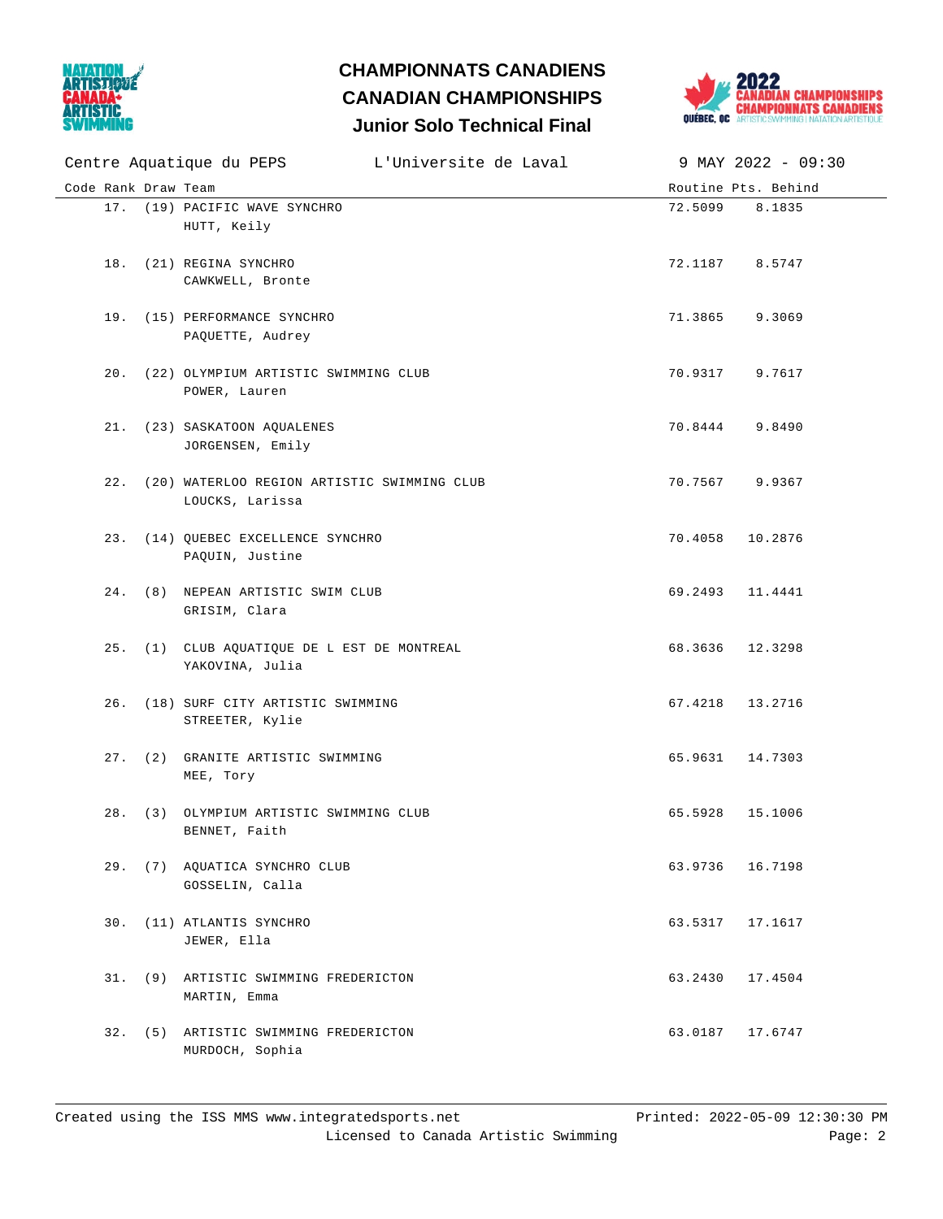# CHAMPIONNATS CANADIENS
# CANADIAN CHAMPIONSHIPS
## Junior Solo Technical Final

Centre Aquatique du PEPS L'Universite de Laval 9 MAY 2022 - 09:30

| Code | Rank | Draw | Team | Routine Pts. | Behind |
|---|---|---|---|---|---|
| | 17. | (19) | PACIFIC WAVE SYNCHRO<br>HUTT, Keily | 72.5099 | 8.1835 |
| | 18. | (21) | REGINA SYNCHRO<br>CAWKWELL, Bronte | 72.1187 | 8.5747 |
| | 19. | (15) | PERFORMANCE SYNCHRO<br>PAQUETTE, Audrey | 71.3865 | 9.3069 |
| | 20. | (22) | OLYMPIUM ARTISTIC SWIMMING CLUB<br>POWER, Lauren | 70.9317 | 9.7617 |
| | 21. | (23) | SASKATOON AQUALENES<br>JORGENSEN, Emily | 70.8444 | 9.8490 |
| | 22. | (20) | WATERLOO REGION ARTISTIC SWIMMING CLUB<br>LOUCKS, Larissa | 70.7567 | 9.9367 |
| | 23. | (14) | QUEBEC EXCELLENCE SYNCHRO<br>PAQUIN, Justine | 70.4058 | 10.2876 |
| | 24. | (8) | NEPEAN ARTISTIC SWIM CLUB<br>GRISIM, Clara | 69.2493 | 11.4441 |
| | 25. | (1) | CLUB AQUATIQUE DE L EST DE MONTREAL<br>YAKOVINA, Julia | 68.3636 | 12.3298 |
| | 26. | (18) | SURF CITY ARTISTIC SWIMMING<br>STREETER, Kylie | 67.4218 | 13.2716 |
| | 27. | (2) | GRANITE ARTISTIC SWIMMING<br>MEE, Tory | 65.9631 | 14.7303 |
| | 28. | (3) | OLYMPIUM ARTISTIC SWIMMING CLUB<br>BENNET, Faith | 65.5928 | 15.1006 |
| | 29. | (7) | AQUATICA SYNCHRO CLUB<br>GOSSELIN, Calla | 63.9736 | 16.7198 |
| | 30. | (11) | ATLANTIS SYNCHRO<br>JEWER, Ella | 63.5317 | 17.1617 |
| | 31. | (9) | ARTISTIC SWIMMING FREDERICTON<br>MARTIN, Emma | 63.2430 | 17.4504 |
| | 32. | (5) | ARTISTIC SWIMMING FREDERICTON<br>MURDOCH, Sophia | 63.0187 | 17.6747 |

Created using the ISS MMS www.integratedsports.net Printed: 2022-05-09 12:30:30 PM
Licensed to Canada Artistic Swimming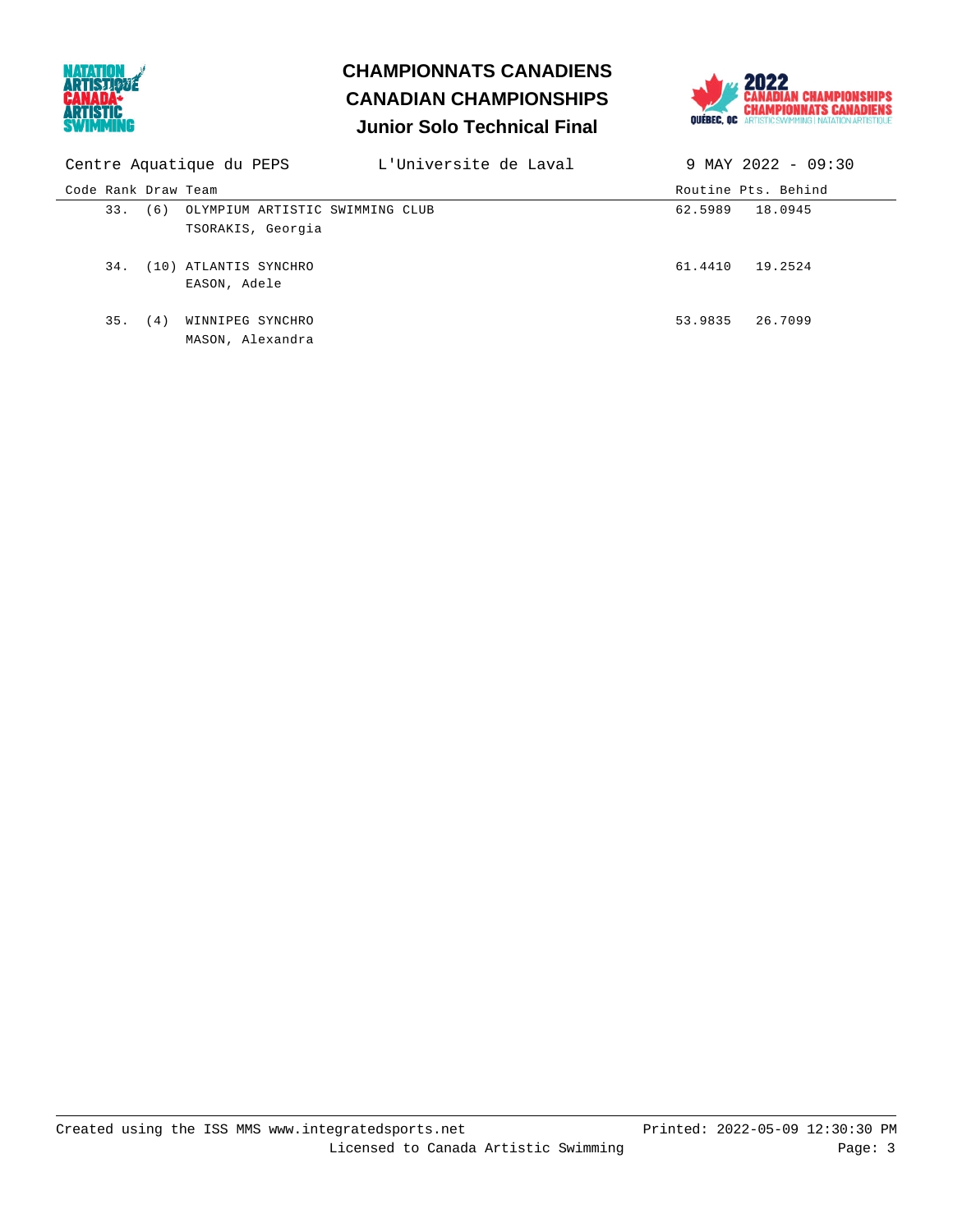# CHAMPIONNATS CANADIENS
# CANADIAN CHAMPIONSHIPS
## Junior Solo Technical Final

Centre Aquatique du PEPS — L'Universite de Laval — 9 MAY 2022 - 09:30

| Code | Rank | Draw | Team | Routine | Pts. Behind |
|---|---|---|---|---|---|
| | 33. | (6) | OLYMPIUM ARTISTIC SWIMMING CLUB<br>TSORAKIS, Georgia | 62.5989 | 18.0945 |
| | 34. | (10) | ATLANTIS SYNCHRO<br>EASON, Adele | 61.4410 | 19.2524 |
| | 35. | (4) | WINNIPEG SYNCHRO<br>MASON, Alexandra | 53.9835 | 26.7099 |

Created using the ISS MMS www.integratedsports.net — Printed: 2022-05-09 12:30:30 PM

Licensed to Canada Artistic Swimming